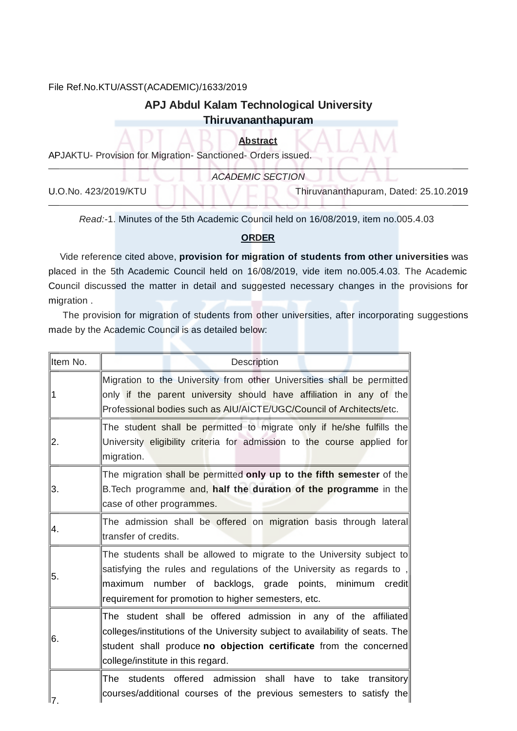File Ref.No.KTU/ASST(ACADEMIC)/1633/2019

## APJ Abdul Kalam Technological University
## Thiruvananthapuram

**Abstract**

APJAKTU- Provision for Migration- Sanctioned- Orders issued.

*ACADEMIC SECTION*

U.O.No. 423/2019/KTU                Thiruvananthapuram, Dated: 25.10.2019

*Read:*-1. Minutes of the 5th Academic Council held on 16/08/2019, item no.005.4.03

**ORDER**

Vide reference cited above, **provision for migration of students from other universities** was placed in the 5th Academic Council held on 16/08/2019, vide item no.005.4.03. The Academic Council discussed the matter in detail and suggested necessary changes in the provisions for migration .

The provision for migration of students from other universities, after incorporating suggestions made by the Academic Council is as detailed below:

| Item No. | Description |
|---|---|
| 1 | Migration to the University from other Universities shall be permitted only if the parent university should have affiliation in any of the Professional bodies such as AIU/AICTE/UGC/Council of Architects/etc. |
| 2. | The student shall be permitted to migrate only if he/she fulfills the University eligibility criteria for admission to the course applied for migration. |
| 3. | The migration shall be permitted **only up to the fifth semester** of the B.Tech programme and, **half the duration of the programme** in the case of other programmes. |
| 4. | The admission shall be offered on migration basis through lateral transfer of credits. |
| 5. | The students shall be allowed to migrate to the University subject to satisfying the rules and regulations of the University as regards to , maximum number of backlogs, grade points, minimum credit requirement for promotion to higher semesters, etc. |
| 6. | The student shall be offered admission in any of the affiliated colleges/institutions of the University subject to availability of seats. The student shall produce **no objection certificate** from the concerned college/institute in this regard. |
| 7. | The students offered admission shall have to take transitory courses/additional courses of the previous semesters to satisfy the |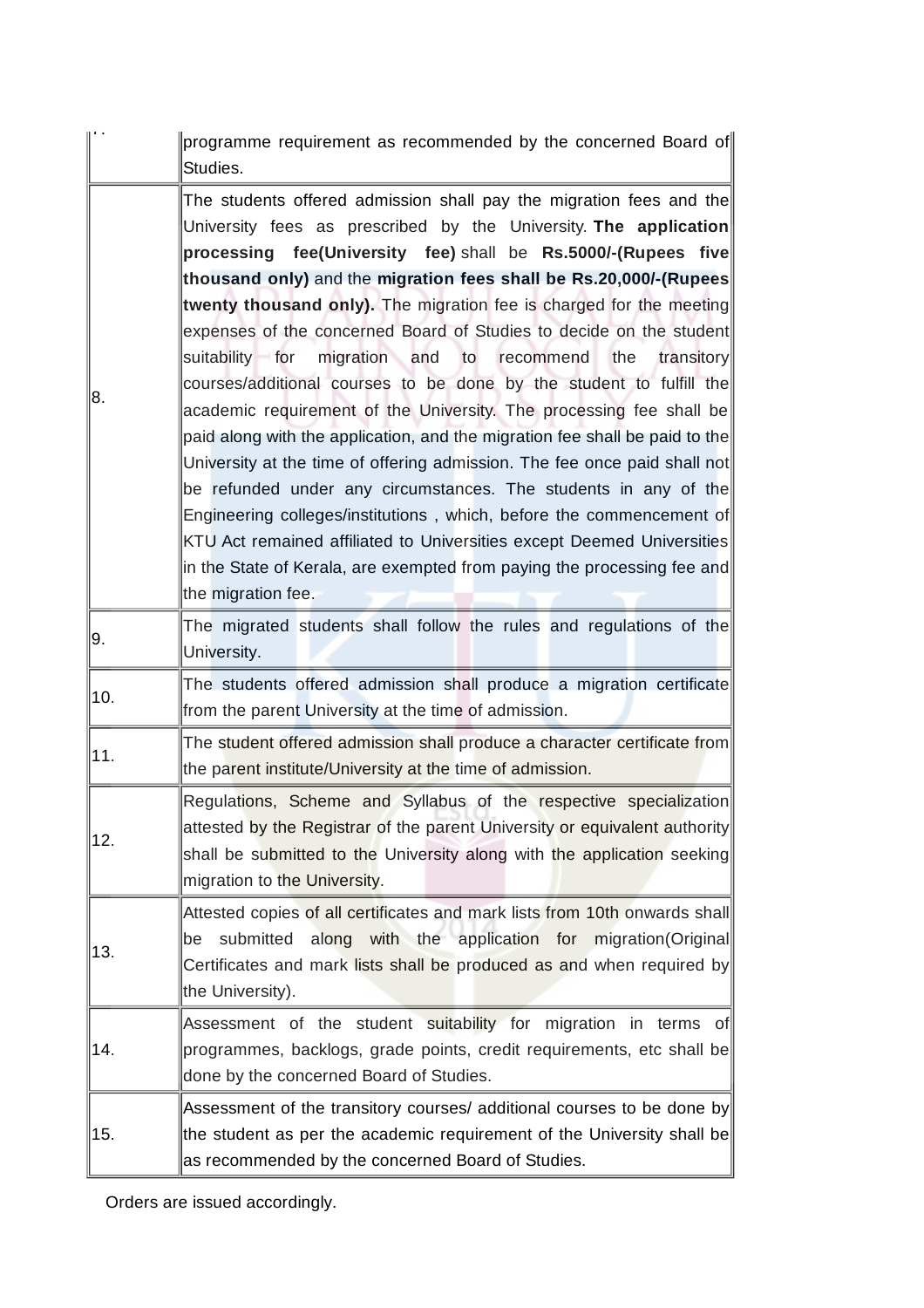| | |
|---|---|
| 7. | programme requirement as recommended by the concerned Board of Studies. |
| 8. | The students offered admission shall pay the migration fees and the University fees as prescribed by the University. **The application processing fee(University fee)** shall be **Rs.5000/-(Rupees five thousand only)** and the **migration fees shall be Rs.20,000/-(Rupees twenty thousand only).** The migration fee is charged for the meeting expenses of the concerned Board of Studies to decide on the student suitability for migration and to recommend the transitory courses/additional courses to be done by the student to fulfill the academic requirement of the University. The processing fee shall be paid along with the application, and the migration fee shall be paid to the University at the time of offering admission. The fee once paid shall not be refunded under any circumstances. The students in any of the Engineering colleges/institutions , which, before the commencement of KTU Act remained affiliated to Universities except Deemed Universities in the State of Kerala, are exempted from paying the processing fee and the migration fee. |
| 9. | The migrated students shall follow the rules and regulations of the University. |
| 10. | The students offered admission shall produce a migration certificate from the parent University at the time of admission. |
| 11. | The student offered admission shall produce a character certificate from the parent institute/University at the time of admission. |
| 12. | Regulations, Scheme and Syllabus of the respective specialization attested by the Registrar of the parent University or equivalent authority shall be submitted to the University along with the application seeking migration to the University. |
| 13. | Attested copies of all certificates and mark lists from 10th onwards shall be submitted along with the application for migration(Original Certificates and mark lists shall be produced as and when required by the University). |
| 14. | Assessment of the student suitability for migration in terms of programmes, backlogs, grade points, credit requirements, etc shall be done by the concerned Board of Studies. |
| 15. | Assessment of the transitory courses/ additional courses to be done by the student as per the academic requirement of the University shall be as recommended by the concerned Board of Studies. |

Orders are issued accordingly.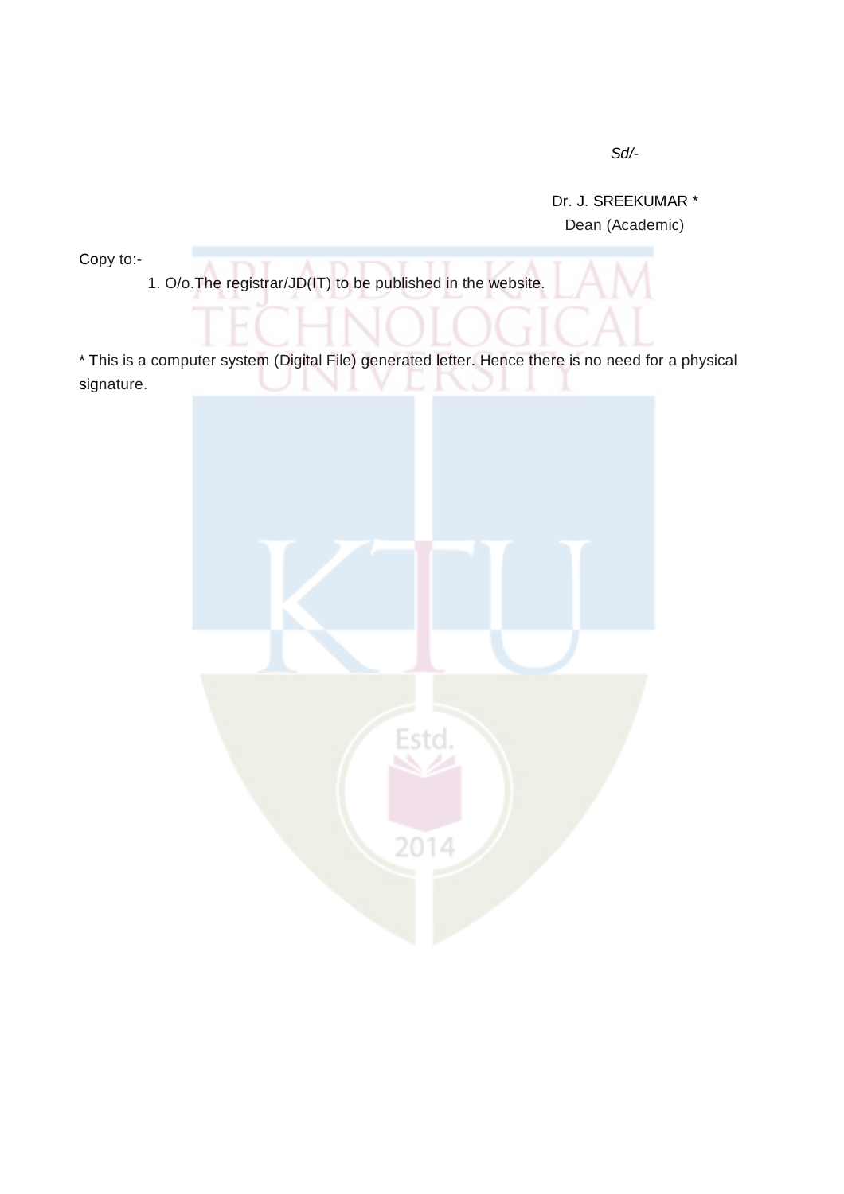*Sd/-*

Dr. J. SREEKUMAR *
Dean (Academic)

Copy to:-

1. O/o.The registrar/JD(IT) to be published in the website.

* This is a computer system (Digital File) generated letter. Hence there is no need for a physical signature.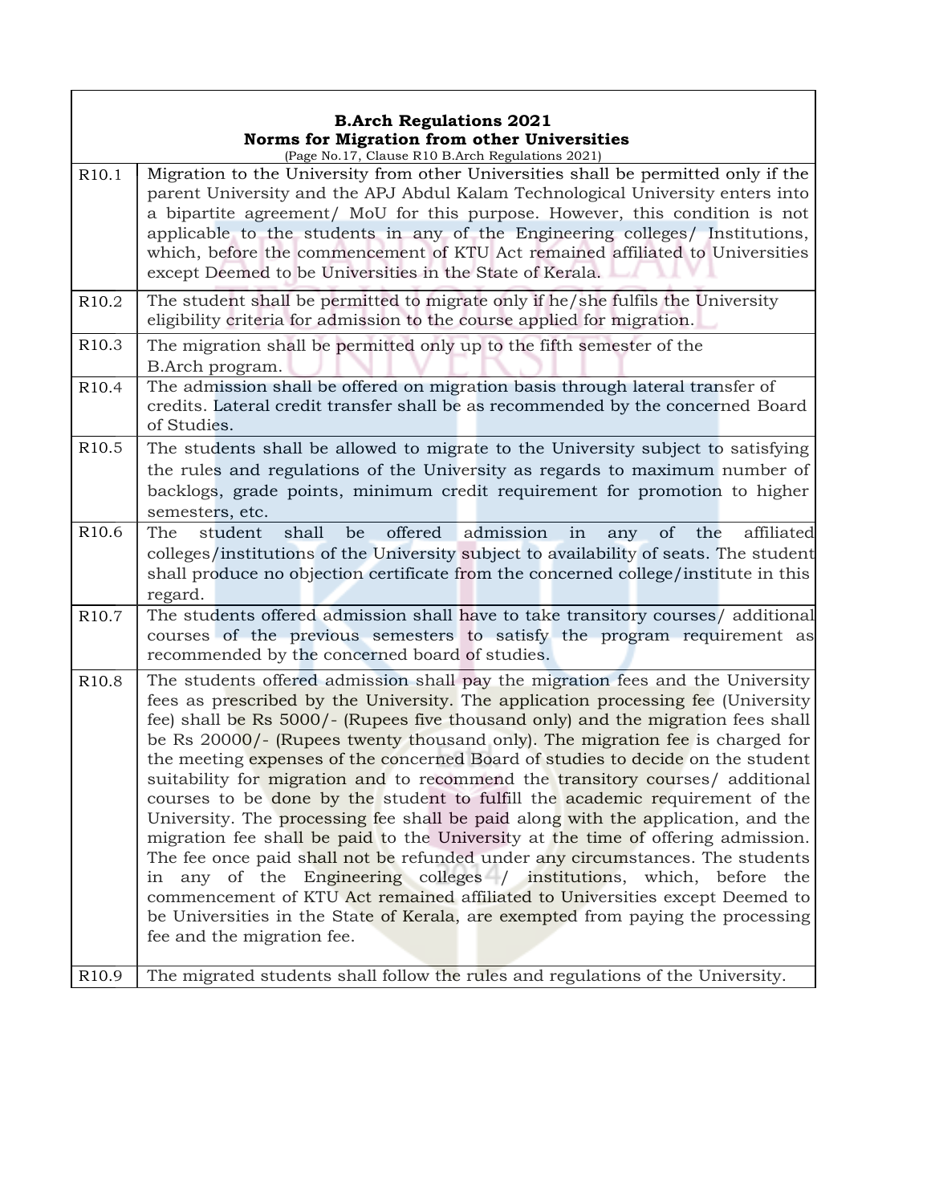| **B.Arch Regulations 2021**<br>**Norms for Migration from other Universities**<br>(Page No.17, Clause R10 B.Arch Regulations 2021) | |
|---|---|
| R10.1 | Migration to the University from other Universities shall be permitted only if the parent University and the APJ Abdul Kalam Technological University enters into a bipartite agreement/ MoU for this purpose. However, this condition is not applicable to the students in any of the Engineering colleges/ Institutions, which, before the commencement of KTU Act remained affiliated to Universities except Deemed to be Universities in the State of Kerala. |
| R10.2 | The student shall be permitted to migrate only if he/she fulfils the University eligibility criteria for admission to the course applied for migration. |
| R10.3 | The migration shall be permitted only up to the fifth semester of the B.Arch program. |
| R10.4 | The admission shall be offered on migration basis through lateral transfer of credits. Lateral credit transfer shall be as recommended by the concerned Board of Studies. |
| R10.5 | The students shall be allowed to migrate to the University subject to satisfying the rules and regulations of the University as regards to maximum number of backlogs, grade points, minimum credit requirement for promotion to higher semesters, etc. |
| R10.6 | The student shall be offered admission in any of the affiliated colleges/institutions of the University subject to availability of seats. The student shall produce no objection certificate from the concerned college/institute in this regard. |
| R10.7 | The students offered admission shall have to take transitory courses/ additional courses of the previous semesters to satisfy the program requirement as recommended by the concerned board of studies. |
| R10.8 | The students offered admission shall pay the migration fees and the University fees as prescribed by the University. The application processing fee (University fee) shall be Rs 5000/- (Rupees five thousand only) and the migration fees shall be Rs 20000/- (Rupees twenty thousand only). The migration fee is charged for the meeting expenses of the concerned Board of studies to decide on the student suitability for migration and to recommend the transitory courses/ additional courses to be done by the student to fulfill the academic requirement of the University. The processing fee shall be paid along with the application, and the migration fee shall be paid to the University at the time of offering admission. The fee once paid shall not be refunded under any circumstances. The students in any of the Engineering colleges / institutions, which, before the commencement of KTU Act remained affiliated to Universities except Deemed to be Universities in the State of Kerala, are exempted from paying the processing fee and the migration fee. |
| R10.9 | The migrated students shall follow the rules and regulations of the University. |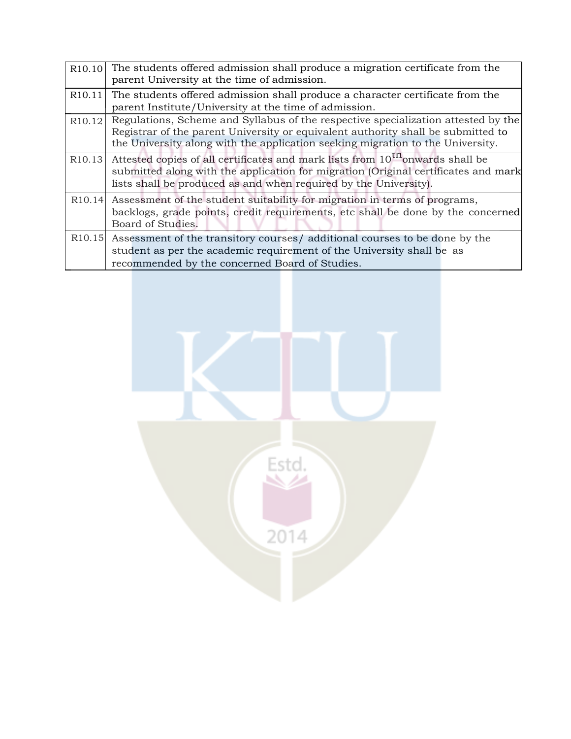| | |
|---|---|
| R10.10 | The students offered admission shall produce a migration certificate from the parent University at the time of admission. |
| R10.11 | The students offered admission shall produce a character certificate from the parent Institute/University at the time of admission. |
| R10.12 | Regulations, Scheme and Syllabus of the respective specialization attested by the Registrar of the parent University or equivalent authority shall be submitted to the University along with the application seeking migration to the University. |
| R10.13 | Attested copies of all certificates and mark lists from 10th onwards shall be submitted along with the application for migration (Original certificates and mark lists shall be produced as and when required by the University). |
| R10.14 | Assessment of the student suitability for migration in terms of programs, backlogs, grade points, credit requirements, etc shall be done by the concerned Board of Studies. |
| R10.15 | Assessment of the transitory courses/ additional courses to be done by the student as per the academic requirement of the University shall be as recommended by the concerned Board of Studies. |